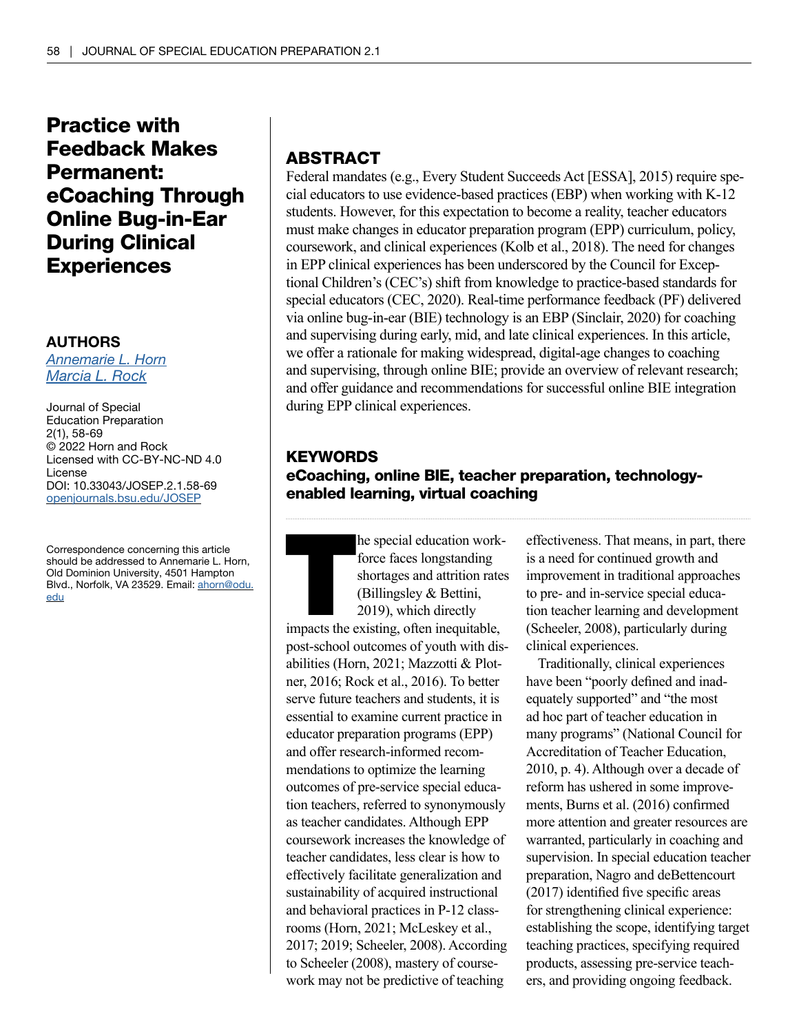# Practice with Feedback Makes Permanent: eCoaching Through Online Bug-in-Ear During Clinical Experiences

## AUTHORS

*Annemarie L. Horn*
*Marcia L. Rock*

Journal of Special Education Preparation
2(1), 58-69
© 2022 Horn and Rock
Licensed with CC-BY-NC-ND 4.0 License
DOI: 10.33043/JOSEP.2.1.58-69
openjournals.bsu.edu/JOSEP

Correspondence concerning this article should be addressed to Annemarie L. Horn, Old Dominion University, 4501 Hampton Blvd., Norfolk, VA 23529. Email: ahorn@odu.edu

## ABSTRACT

Federal mandates (e.g., Every Student Succeeds Act [ESSA], 2015) require special educators to use evidence-based practices (EBP) when working with K-12 students. However, for this expectation to become a reality, teacher educators must make changes in educator preparation program (EPP) curriculum, policy, coursework, and clinical experiences (Kolb et al., 2018). The need for changes in EPP clinical experiences has been underscored by the Council for Exceptional Children's (CEC's) shift from knowledge to practice-based standards for special educators (CEC, 2020). Real-time performance feedback (PF) delivered via online bug-in-ear (BIE) technology is an EBP (Sinclair, 2020) for coaching and supervising during early, mid, and late clinical experiences. In this article, we offer a rationale for making widespread, digital-age changes to coaching and supervising, through online BIE; provide an overview of relevant research; and offer guidance and recommendations for successful online BIE integration during EPP clinical experiences.

## KEYWORDS

**eCoaching, online BIE, teacher preparation, technology-enabled learning, virtual coaching**

The special education workforce faces longstanding shortages and attrition rates (Billingsley & Bettini, 2019), which directly impacts the existing, often inequitable, post-school outcomes of youth with disabilities (Horn, 2021; Mazzotti & Plotner, 2016; Rock et al., 2016). To better serve future teachers and students, it is essential to examine current practice in educator preparation programs (EPP) and offer research-informed recommendations to optimize the learning outcomes of pre-service special education teachers, referred to synonymously as teacher candidates. Although EPP coursework increases the knowledge of teacher candidates, less clear is how to effectively facilitate generalization and sustainability of acquired instructional and behavioral practices in P-12 classrooms (Horn, 2021; McLeskey et al., 2017; 2019; Scheeler, 2008). According to Scheeler (2008), mastery of coursework may not be predictive of teaching effectiveness. That means, in part, there is a need for continued growth and improvement in traditional approaches to pre- and in-service special education teacher learning and development (Scheeler, 2008), particularly during clinical experiences.

Traditionally, clinical experiences have been "poorly defined and inadequately supported" and "the most ad hoc part of teacher education in many programs" (National Council for Accreditation of Teacher Education, 2010, p. 4). Although over a decade of reform has ushered in some improvements, Burns et al. (2016) confirmed more attention and greater resources are warranted, particularly in coaching and supervision. In special education teacher preparation, Nagro and deBettencourt (2017) identified five specific areas for strengthening clinical experience: establishing the scope, identifying target teaching practices, specifying required products, assessing pre-service teachers, and providing ongoing feedback.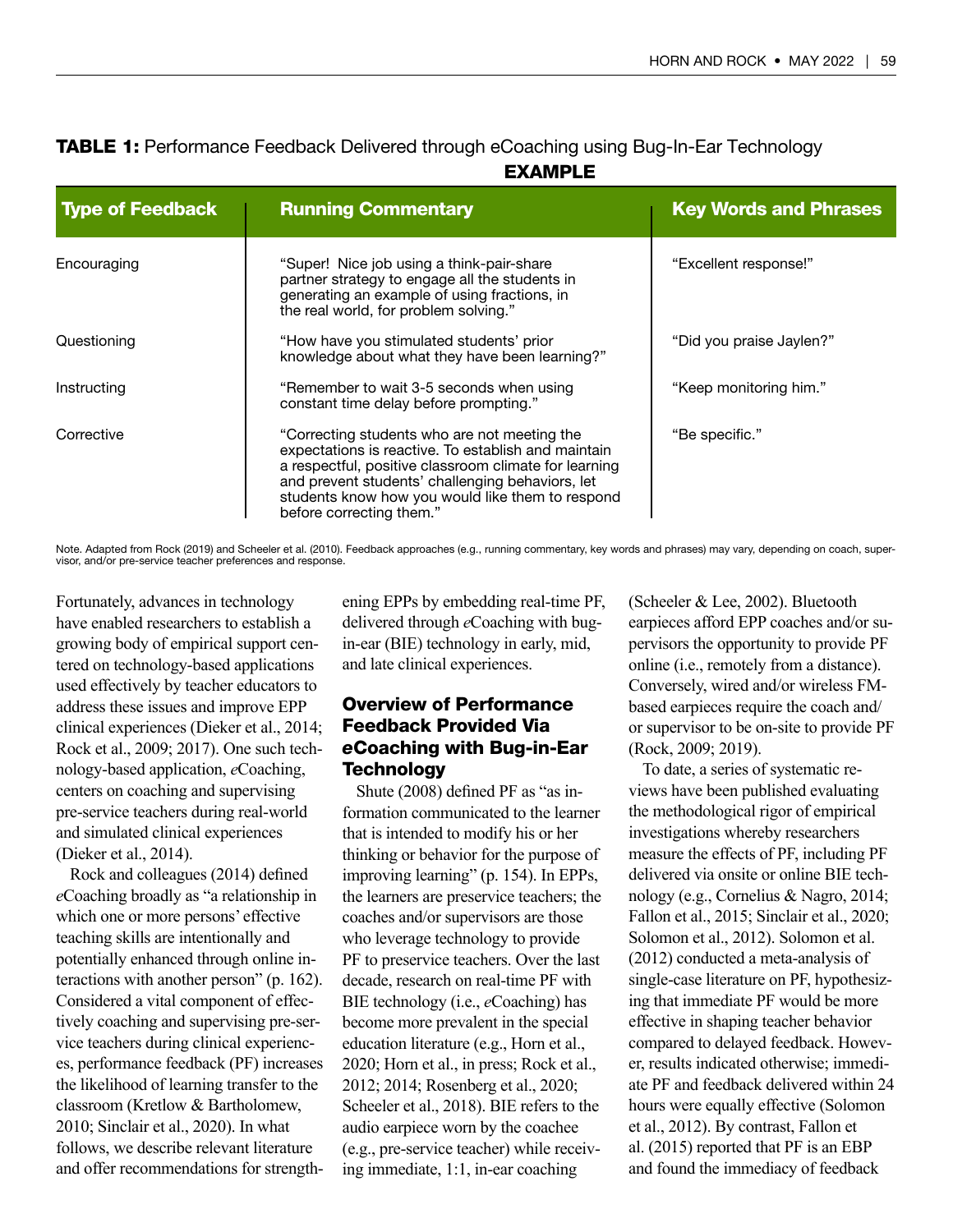**TABLE 1:** Performance Feedback Delivered through eCoaching using Bug-In-Ear Technology

| Type of Feedback | EXAMPLE Running Commentary | Key Words and Phrases |
|---|---|---|
| Encouraging | "Super! Nice job using a think-pair-share partner strategy to engage all the students in generating an example of using fractions, in the real world, for problem solving." | "Excellent response!" |
| Questioning | "How have you stimulated students' prior knowledge about what they have been learning?" | "Did you praise Jaylen?" |
| Instructing | "Remember to wait 3-5 seconds when using constant time delay before prompting." | "Keep monitoring him." |
| Corrective | "Correcting students who are not meeting the expectations is reactive. To establish and maintain a respectful, positive classroom climate for learning and prevent students' challenging behaviors, let students know how you would like them to respond before correcting them." | "Be specific." |

Note. Adapted from Rock (2019) and Scheeler et al. (2010). Feedback approaches (e.g., running commentary, key words and phrases) may vary, depending on coach, supervisor, and/or pre-service teacher preferences and response.

Fortunately, advances in technology have enabled researchers to establish a growing body of empirical support centered on technology-based applications used effectively by teacher educators to address these issues and improve EPP clinical experiences (Dieker et al., 2014; Rock et al., 2009; 2017). One such technology-based application, *e*Coaching, centers on coaching and supervising pre-service teachers during real-world and simulated clinical experiences (Dieker et al., 2014).

Rock and colleagues (2014) defined *e*Coaching broadly as "a relationship in which one or more persons' effective teaching skills are intentionally and potentially enhanced through online interactions with another person" (p. 162). Considered a vital component of effectively coaching and supervising pre-service teachers during clinical experiences, performance feedback (PF) increases the likelihood of learning transfer to the classroom (Kretlow & Bartholomew, 2010; Sinclair et al., 2020). In what follows, we describe relevant literature and offer recommendations for strengthening EPPs by embedding real-time PF, delivered through *e*Coaching with bug-in-ear (BIE) technology in early, mid, and late clinical experiences.

## Overview of Performance Feedback Provided Via *e*Coaching with Bug-in-Ear Technology

Shute (2008) defined PF as "as information communicated to the learner that is intended to modify his or her thinking or behavior for the purpose of improving learning" (p. 154). In EPPs, the learners are preservice teachers; the coaches and/or supervisors are those who leverage technology to provide PF to preservice teachers. Over the last decade, research on real-time PF with BIE technology (i.e., *e*Coaching) has become more prevalent in the special education literature (e.g., Horn et al., 2020; Horn et al., in press; Rock et al., 2012; 2014; Rosenberg et al., 2020; Scheeler et al., 2018). BIE refers to the audio earpiece worn by the coachee (e.g., pre-service teacher) while receiving immediate, 1:1, in-ear coaching (Scheeler & Lee, 2002). Bluetooth earpieces afford EPP coaches and/or supervisors the opportunity to provide PF online (i.e., remotely from a distance). Conversely, wired and/or wireless FM-based earpieces require the coach and/or supervisor to be on-site to provide PF (Rock, 2009; 2019).

To date, a series of systematic reviews have been published evaluating the methodological rigor of empirical investigations whereby researchers measure the effects of PF, including PF delivered via onsite or online BIE technology (e.g., Cornelius & Nagro, 2014; Fallon et al., 2015; Sinclair et al., 2020; Solomon et al., 2012). Solomon et al. (2012) conducted a meta-analysis of single-case literature on PF, hypothesizing that immediate PF would be more effective in shaping teacher behavior compared to delayed feedback. However, results indicated otherwise; immediate PF and feedback delivered within 24 hours were equally effective (Solomon et al., 2012). By contrast, Fallon et al. (2015) reported that PF is an EBP and found the immediacy of feedback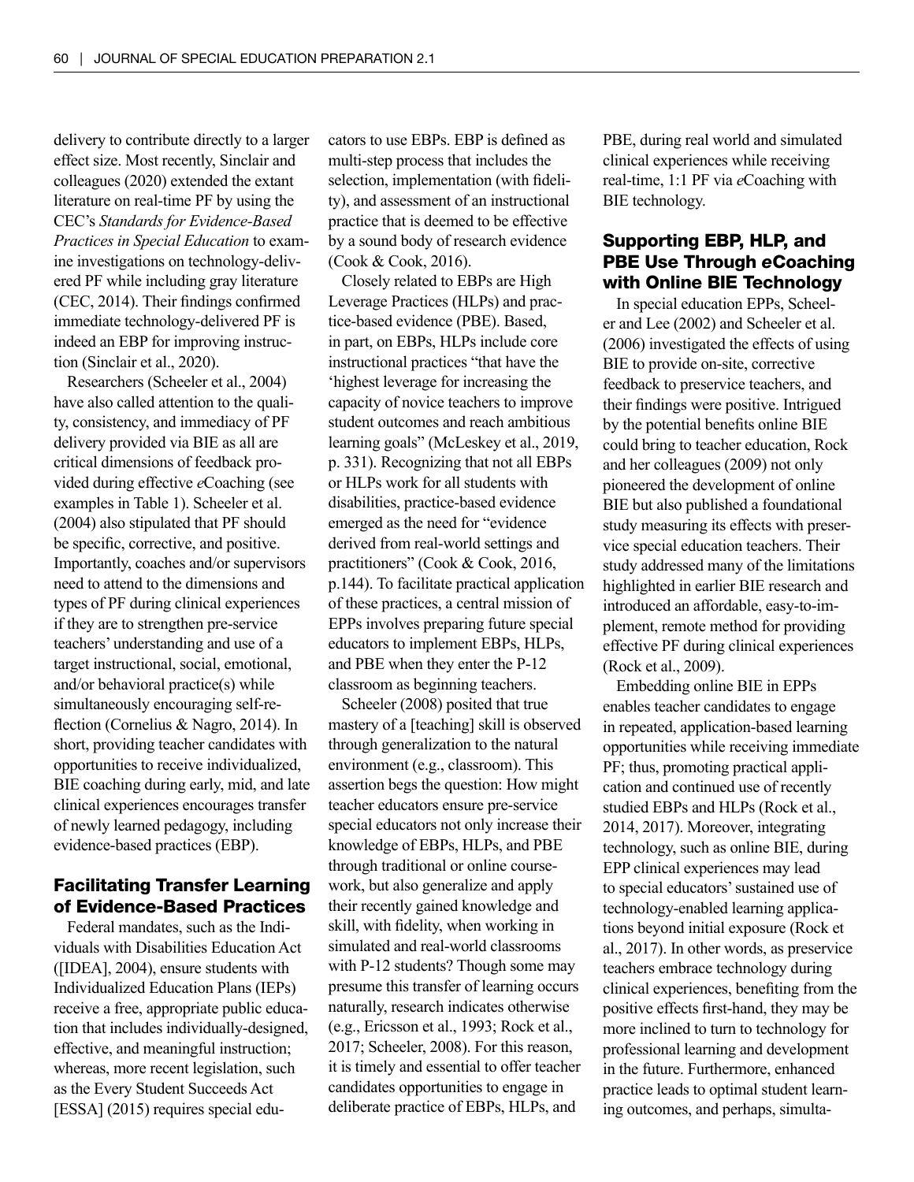delivery to contribute directly to a larger effect size. Most recently, Sinclair and colleagues (2020) extended the extant literature on real-time PF by using the CEC's *Standards for Evidence-Based Practices in Special Education* to examine investigations on technology-delivered PF while including gray literature (CEC, 2014). Their findings confirmed immediate technology-delivered PF is indeed an EBP for improving instruction (Sinclair et al., 2020).

Researchers (Scheeler et al., 2004) have also called attention to the quality, consistency, and immediacy of PF delivery provided via BIE as all are critical dimensions of feedback provided during effective *e*Coaching (see examples in Table 1). Scheeler et al. (2004) also stipulated that PF should be specific, corrective, and positive. Importantly, coaches and/or supervisors need to attend to the dimensions and types of PF during clinical experiences if they are to strengthen pre-service teachers' understanding and use of a target instructional, social, emotional, and/or behavioral practice(s) while simultaneously encouraging self-reflection (Cornelius & Nagro, 2014). In short, providing teacher candidates with opportunities to receive individualized, BIE coaching during early, mid, and late clinical experiences encourages transfer of newly learned pedagogy, including evidence-based practices (EBP).

## Facilitating Transfer Learning of Evidence-Based Practices

Federal mandates, such as the Individuals with Disabilities Education Act ([IDEA], 2004), ensure students with Individualized Education Plans (IEPs) receive a free, appropriate public education that includes individually-designed, effective, and meaningful instruction; whereas, more recent legislation, such as the Every Student Succeeds Act [ESSA] (2015) requires special educators to use EBPs. EBP is defined as multi-step process that includes the selection, implementation (with fidelity), and assessment of an instructional practice that is deemed to be effective by a sound body of research evidence (Cook & Cook, 2016).

Closely related to EBPs are High Leverage Practices (HLPs) and practice-based evidence (PBE). Based, in part, on EBPs, HLPs include core instructional practices "that have the 'highest leverage for increasing the capacity of novice teachers to improve student outcomes and reach ambitious learning goals" (McLeskey et al., 2019, p. 331). Recognizing that not all EBPs or HLPs work for all students with disabilities, practice-based evidence emerged as the need for "evidence derived from real-world settings and practitioners" (Cook & Cook, 2016, p.144). To facilitate practical application of these practices, a central mission of EPPs involves preparing future special educators to implement EBPs, HLPs, and PBE when they enter the P-12 classroom as beginning teachers.

Scheeler (2008) posited that true mastery of a [teaching] skill is observed through generalization to the natural environment (e.g., classroom). This assertion begs the question: How might teacher educators ensure pre-service special educators not only increase their knowledge of EBPs, HLPs, and PBE through traditional or online coursework, but also generalize and apply their recently gained knowledge and skill, with fidelity, when working in simulated and real-world classrooms with P-12 students? Though some may presume this transfer of learning occurs naturally, research indicates otherwise (e.g., Ericsson et al., 1993; Rock et al., 2017; Scheeler, 2008). For this reason, it is timely and essential to offer teacher candidates opportunities to engage in deliberate practice of EBPs, HLPs, and PBE, during real world and simulated clinical experiences while receiving real-time, 1:1 PF via *e*Coaching with BIE technology.

## Supporting EBP, HLP, and PBE Use Through *e*Coaching with Online BIE Technology

In special education EPPs, Scheeler and Lee (2002) and Scheeler et al. (2006) investigated the effects of using BIE to provide on-site, corrective feedback to preservice teachers, and their findings were positive. Intrigued by the potential benefits online BIE could bring to teacher education, Rock and her colleagues (2009) not only pioneered the development of online BIE but also published a foundational study measuring its effects with preservice special education teachers. Their study addressed many of the limitations highlighted in earlier BIE research and introduced an affordable, easy-to-implement, remote method for providing effective PF during clinical experiences (Rock et al., 2009).

Embedding online BIE in EPPs enables teacher candidates to engage in repeated, application-based learning opportunities while receiving immediate PF; thus, promoting practical application and continued use of recently studied EBPs and HLPs (Rock et al., 2014, 2017). Moreover, integrating technology, such as online BIE, during EPP clinical experiences may lead to special educators' sustained use of technology-enabled learning applications beyond initial exposure (Rock et al., 2017). In other words, as preservice teachers embrace technology during clinical experiences, benefiting from the positive effects first-hand, they may be more inclined to turn to technology for professional learning and development in the future. Furthermore, enhanced practice leads to optimal student learning outcomes, and perhaps, simulta-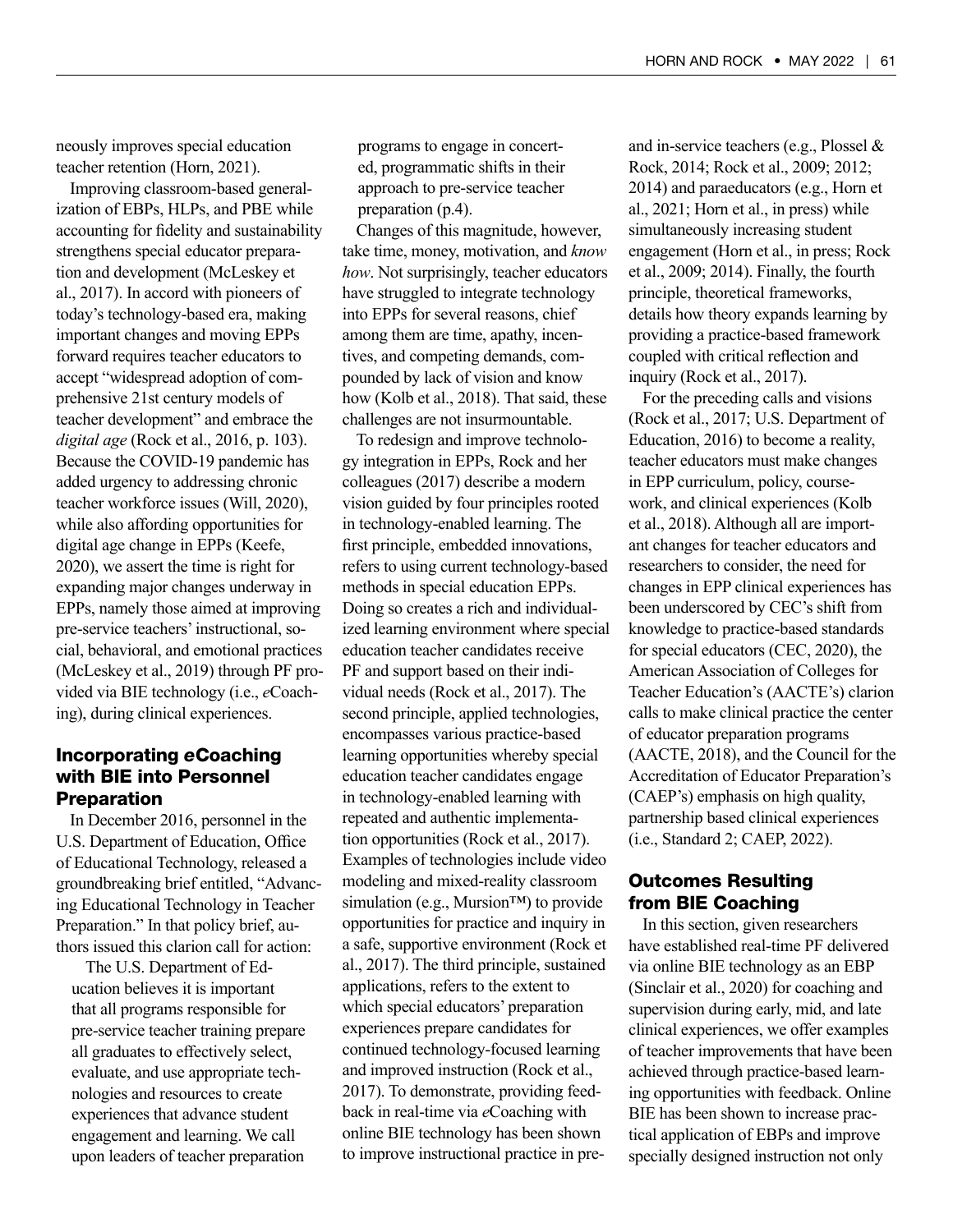neously improves special education teacher retention (Horn, 2021).

Improving classroom-based generalization of EBPs, HLPs, and PBE while accounting for fidelity and sustainability strengthens special educator preparation and development (McLeskey et al., 2017). In accord with pioneers of today's technology-based era, making important changes and moving EPPs forward requires teacher educators to accept "widespread adoption of comprehensive 21st century models of teacher development" and embrace the *digital age* (Rock et al., 2016, p. 103). Because the COVID-19 pandemic has added urgency to addressing chronic teacher workforce issues (Will, 2020), while also affording opportunities for digital age change in EPPs (Keefe, 2020), we assert the time is right for expanding major changes underway in EPPs, namely those aimed at improving pre-service teachers' instructional, social, behavioral, and emotional practices (McLeskey et al., 2019) through PF provided via BIE technology (i.e., *e*Coaching), during clinical experiences.

## Incorporating *e*Coaching with BIE into Personnel Preparation

In December 2016, personnel in the U.S. Department of Education, Office of Educational Technology, released a groundbreaking brief entitled, "Advancing Educational Technology in Teacher Preparation." In that policy brief, authors issued this clarion call for action:

> The U.S. Department of Education believes it is important that all programs responsible for pre-service teacher training prepare all graduates to effectively select, evaluate, and use appropriate technologies and resources to create experiences that advance student engagement and learning. We call upon leaders of teacher preparation programs to engage in concerted, programmatic shifts in their approach to pre-service teacher preparation (p.4).

Changes of this magnitude, however, take time, money, motivation, and *know how*. Not surprisingly, teacher educators have struggled to integrate technology into EPPs for several reasons, chief among them are time, apathy, incentives, and competing demands, compounded by lack of vision and know how (Kolb et al., 2018). That said, these challenges are not insurmountable.

To redesign and improve technology integration in EPPs, Rock and her colleagues (2017) describe a modern vision guided by four principles rooted in technology-enabled learning. The first principle, embedded innovations, refers to using current technology-based methods in special education EPPs. Doing so creates a rich and individualized learning environment where special education teacher candidates receive PF and support based on their individual needs (Rock et al., 2017). The second principle, applied technologies, encompasses various practice-based learning opportunities whereby special education teacher candidates engage in technology-enabled learning with repeated and authentic implementation opportunities (Rock et al., 2017). Examples of technologies include video modeling and mixed-reality classroom simulation (e.g., Mursion™) to provide opportunities for practice and inquiry in a safe, supportive environment (Rock et al., 2017). The third principle, sustained applications, refers to the extent to which special educators' preparation experiences prepare candidates for continued technology-focused learning and improved instruction (Rock et al., 2017). To demonstrate, providing feedback in real-time via *e*Coaching with online BIE technology has been shown to improve instructional practice in pre- and in-service teachers (e.g., Plossel & Rock, 2014; Rock et al., 2009; 2012; 2014) and paraeducators (e.g., Horn et al., 2021; Horn et al., in press) while simultaneously increasing student engagement (Horn et al., in press; Rock et al., 2009; 2014). Finally, the fourth principle, theoretical frameworks, details how theory expands learning by providing a practice-based framework coupled with critical reflection and inquiry (Rock et al., 2017).

For the preceding calls and visions (Rock et al., 2017; U.S. Department of Education, 2016) to become a reality, teacher educators must make changes in EPP curriculum, policy, coursework, and clinical experiences (Kolb et al., 2018). Although all are important changes for teacher educators and researchers to consider, the need for changes in EPP clinical experiences has been underscored by CEC's shift from knowledge to practice-based standards for special educators (CEC, 2020), the American Association of Colleges for Teacher Education's (AACTE's) clarion calls to make clinical practice the center of educator preparation programs (AACTE, 2018), and the Council for the Accreditation of Educator Preparation's (CAEP's) emphasis on high quality, partnership based clinical experiences (i.e., Standard 2; CAEP, 2022).

## Outcomes Resulting from BIE Coaching

In this section, given researchers have established real-time PF delivered via online BIE technology as an EBP (Sinclair et al., 2020) for coaching and supervision during early, mid, and late clinical experiences, we offer examples of teacher improvements that have been achieved through practice-based learning opportunities with feedback. Online BIE has been shown to increase practical application of EBPs and improve specially designed instruction not only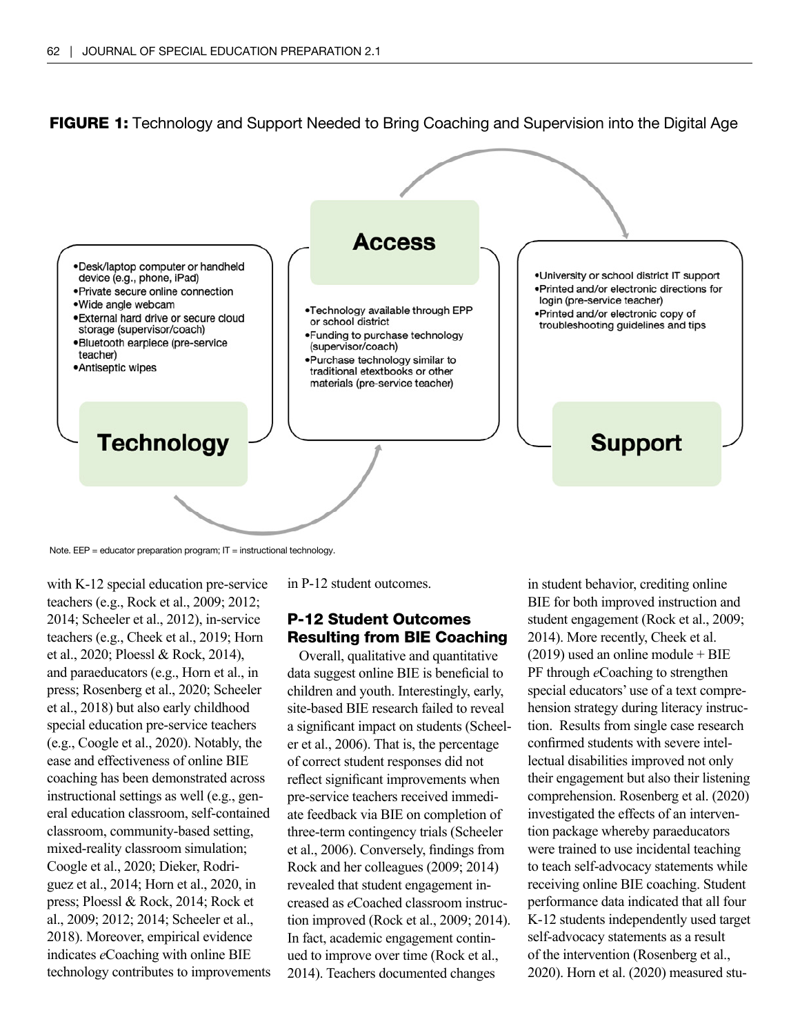**FIGURE 1:** Technology and Support Needed to Bring Coaching and Supervision into the Digital Age

**Technology**

- Desk/laptop computer or handheld device (e.g., phone, iPad)
- Private secure online connection
- Wide angle webcam
- External hard drive or secure cloud storage (supervisor/coach)
- Bluetooth earpiece (pre-service teacher)
- Antiseptic wipes

**Access**

- Technology available through EPP or school district
- Funding to purchase technology (supervisor/coach)
- Purchase technology similar to traditional etextbooks or other materials (pre-service teacher)

**Support**

- University or school district IT support
- Printed and/or electronic directions for login (pre-service teacher)
- Printed and/or electronic copy of troubleshooting guidelines and tips

Note. EEP = educator preparation program; IT = instructional technology.

with K-12 special education pre-service teachers (e.g., Rock et al., 2009; 2012; 2014; Scheeler et al., 2012), in-service teachers (e.g., Cheek et al., 2019; Horn et al., 2020; Ploessl & Rock, 2014), and paraeducators (e.g., Horn et al., in press; Rosenberg et al., 2020; Scheeler et al., 2018) but also early childhood special education pre-service teachers (e.g., Coogle et al., 2020). Notably, the ease and effectiveness of online BIE coaching has been demonstrated across instructional settings as well (e.g., general education classroom, self-contained classroom, community-based setting, mixed-reality classroom simulation; Coogle et al., 2020; Dieker, Rodriguez et al., 2014; Horn et al., 2020, in press; Ploessl & Rock, 2014; Rock et al., 2009; 2012; 2014; Scheeler et al., 2018). Moreover, empirical evidence indicates *e*Coaching with online BIE technology contributes to improvements in P-12 student outcomes.

## P-12 Student Outcomes Resulting from BIE Coaching

Overall, qualitative and quantitative data suggest online BIE is beneficial to children and youth. Interestingly, early, site-based BIE research failed to reveal a significant impact on students (Scheeler et al., 2006). That is, the percentage of correct student responses did not reflect significant improvements when pre-service teachers received immediate feedback via BIE on completion of three-term contingency trials (Scheeler et al., 2006). Conversely, findings from Rock and her colleagues (2009; 2014) revealed that student engagement increased as *e*Coached classroom instruction improved (Rock et al., 2009; 2014). In fact, academic engagement continued to improve over time (Rock et al., 2014). Teachers documented changes in student behavior, crediting online BIE for both improved instruction and student engagement (Rock et al., 2009; 2014). More recently, Cheek et al. (2019) used an online module + BIE PF through *e*Coaching to strengthen special educators' use of a text comprehension strategy during literacy instruction. Results from single case research confirmed students with severe intellectual disabilities improved not only their engagement but also their listening comprehension. Rosenberg et al. (2020) investigated the effects of an intervention package whereby paraeducators were trained to use incidental teaching to teach self-advocacy statements while receiving online BIE coaching. Student performance data indicated that all four K-12 students independently used target self-advocacy statements as a result of the intervention (Rosenberg et al., 2020). Horn et al. (2020) measured stu-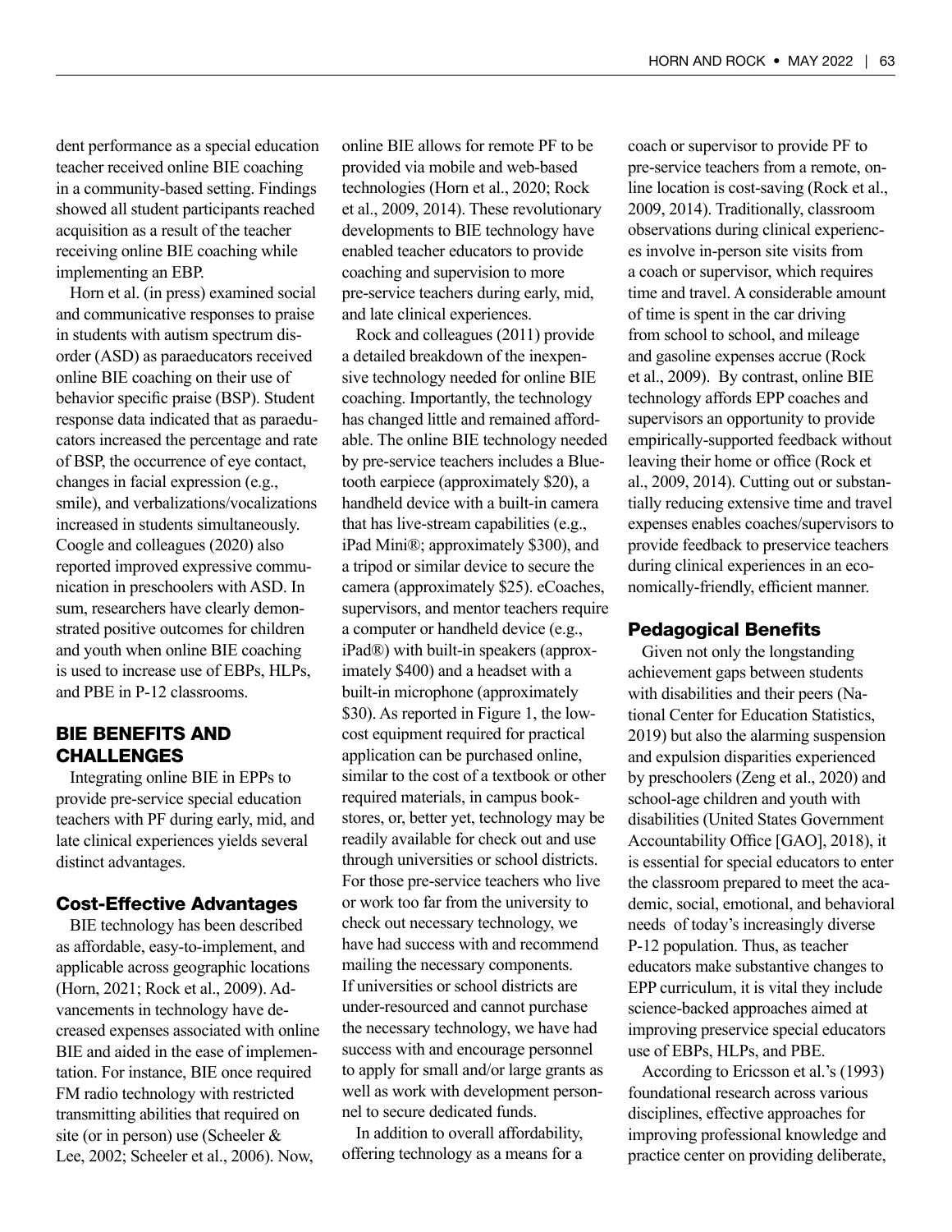dent performance as a special education teacher received online BIE coaching in a community-based setting. Findings showed all student participants reached acquisition as a result of the teacher receiving online BIE coaching while implementing an EBP.

Horn et al. (in press) examined social and communicative responses to praise in students with autism spectrum disorder (ASD) as paraeducators received online BIE coaching on their use of behavior specific praise (BSP). Student response data indicated that as paraeducators increased the percentage and rate of BSP, the occurrence of eye contact, changes in facial expression (e.g., smile), and verbalizations/vocalizations increased in students simultaneously. Coogle and colleagues (2020) also reported improved expressive communication in preschoolers with ASD. In sum, researchers have clearly demonstrated positive outcomes for children and youth when online BIE coaching is used to increase use of EBPs, HLPs, and PBE in P-12 classrooms.

## BIE BENEFITS AND CHALLENGES

Integrating online BIE in EPPs to provide pre-service special education teachers with PF during early, mid, and late clinical experiences yields several distinct advantages.

### Cost-Effective Advantages

BIE technology has been described as affordable, easy-to-implement, and applicable across geographic locations (Horn, 2021; Rock et al., 2009). Advancements in technology have decreased expenses associated with online BIE and aided in the ease of implementation. For instance, BIE once required FM radio technology with restricted transmitting abilities that required on site (or in person) use (Scheeler & Lee, 2002; Scheeler et al., 2006). Now, online BIE allows for remote PF to be provided via mobile and web-based technologies (Horn et al., 2020; Rock et al., 2009, 2014). These revolutionary developments to BIE technology have enabled teacher educators to provide coaching and supervision to more pre-service teachers during early, mid, and late clinical experiences.

Rock and colleagues (2011) provide a detailed breakdown of the inexpensive technology needed for online BIE coaching. Importantly, the technology has changed little and remained affordable. The online BIE technology needed by pre-service teachers includes a Bluetooth earpiece (approximately $20), a handheld device with a built-in camera that has live-stream capabilities (e.g., iPad Mini®; approximately $300), and a tripod or similar device to secure the camera (approximately $25). eCoaches, supervisors, and mentor teachers require a computer or handheld device (e.g., iPad®) with built-in speakers (approximately $400) and a headset with a built-in microphone (approximately $30). As reported in Figure 1, the low-cost equipment required for practical application can be purchased online, similar to the cost of a textbook or other required materials, in campus bookstores, or, better yet, technology may be readily available for check out and use through universities or school districts. For those pre-service teachers who live or work too far from the university to check out necessary technology, we have had success with and recommend mailing the necessary components. If universities or school districts are under-resourced and cannot purchase the necessary technology, we have had success with and encourage personnel to apply for small and/or large grants as well as work with development personnel to secure dedicated funds.

In addition to overall affordability, offering technology as a means for a coach or supervisor to provide PF to pre-service teachers from a remote, online location is cost-saving (Rock et al., 2009, 2014). Traditionally, classroom observations during clinical experiences involve in-person site visits from a coach or supervisor, which requires time and travel. A considerable amount of time is spent in the car driving from school to school, and mileage and gasoline expenses accrue (Rock et al., 2009). By contrast, online BIE technology affords EPP coaches and supervisors an opportunity to provide empirically-supported feedback without leaving their home or office (Rock et al., 2009, 2014). Cutting out or substantially reducing extensive time and travel expenses enables coaches/supervisors to provide feedback to preservice teachers during clinical experiences in an economically-friendly, efficient manner.

### Pedagogical Benefits

Given not only the longstanding achievement gaps between students with disabilities and their peers (National Center for Education Statistics, 2019) but also the alarming suspension and expulsion disparities experienced by preschoolers (Zeng et al., 2020) and school-age children and youth with disabilities (United States Government Accountability Office [GAO], 2018), it is essential for special educators to enter the classroom prepared to meet the academic, social, emotional, and behavioral needs of today's increasingly diverse P-12 population. Thus, as teacher educators make substantive changes to EPP curriculum, it is vital they include science-backed approaches aimed at improving preservice special educators use of EBPs, HLPs, and PBE.

According to Ericsson et al.'s (1993) foundational research across various disciplines, effective approaches for improving professional knowledge and practice center on providing deliberate,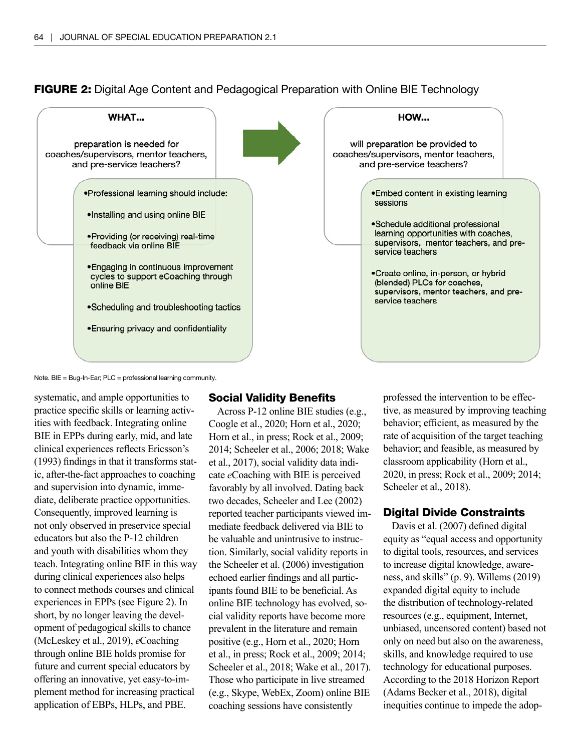**FIGURE 2:** Digital Age Content and Pedagogical Preparation with Online BIE Technology

**WHAT...**

preparation is needed for coaches/supervisors, mentor teachers, and pre-service teachers?

- Professional learning should include:
  - Installing and using online BIE
  - Providing (or receiving) real-time feedback via online BIE
  - Engaging in continuous improvement cycles to support eCoaching through online BIE
  - Scheduling and troubleshooting tactics
  - Ensuring privacy and confidentiality

**HOW...**

will preparation be provided to coaches/supervisors, mentor teachers, and pre-service teachers?

- Embed content in existing learning sessions
- Schedule additional professional learning opportunities with coaches, supervisors, mentor teachers, and pre-service teachers
- Create online, in-person, or hybrid (blended) PLCs for coaches, supervisors, mentor teachers, and pre-service teachers

Note. BIE = Bug-In-Ear; PLC = professional learning community.

systematic, and ample opportunities to practice specific skills or learning activities with feedback. Integrating online BIE in EPPs during early, mid, and late clinical experiences reflects Ericsson's (1993) findings in that it transforms static, after-the-fact approaches to coaching and supervision into dynamic, immediate, deliberate practice opportunities. Consequently, improved learning is not only observed in preservice special educators but also the P-12 children and youth with disabilities whom they teach. Integrating online BIE in this way during clinical experiences also helps to connect methods courses and clinical experiences in EPPs (see Figure 2). In short, by no longer leaving the development of pedagogical skills to chance (McLeskey et al., 2019), *e*Coaching through online BIE holds promise for future and current special educators by offering an innovative, yet easy-to-implement method for increasing practical application of EBPs, HLPs, and PBE.

## Social Validity Benefits

Across P-12 online BIE studies (e.g., Coogle et al., 2020; Horn et al., 2020; Horn et al., in press; Rock et al., 2009; 2014; Scheeler et al., 2006; 2018; Wake et al., 2017), social validity data indicate *e*Coaching with BIE is perceived favorably by all involved. Dating back two decades, Scheeler and Lee (2002) reported teacher participants viewed immediate feedback delivered via BIE to be valuable and unintrusive to instruction. Similarly, social validity reports in the Scheeler et al. (2006) investigation echoed earlier findings and all participants found BIE to be beneficial. As online BIE technology has evolved, social validity reports have become more prevalent in the literature and remain positive (e.g., Horn et al., 2020; Horn et al., in press; Rock et al., 2009; 2014; Scheeler et al., 2018; Wake et al., 2017). Those who participate in live streamed (e.g., Skype, WebEx, Zoom) online BIE coaching sessions have consistently professed the intervention to be effective, as measured by improving teaching behavior; efficient, as measured by the rate of acquisition of the target teaching behavior; and feasible, as measured by classroom applicability (Horn et al., 2020, in press; Rock et al., 2009; 2014; Scheeler et al., 2018).

## Digital Divide Constraints

Davis et al. (2007) defined digital equity as "equal access and opportunity to digital tools, resources, and services to increase digital knowledge, awareness, and skills" (p. 9). Willems (2019) expanded digital equity to include the distribution of technology-related resources (e.g., equipment, Internet, unbiased, uncensored content) based not only on need but also on the awareness, skills, and knowledge required to use technology for educational purposes. According to the 2018 Horizon Report (Adams Becker et al., 2018), digital inequities continue to impede the adop-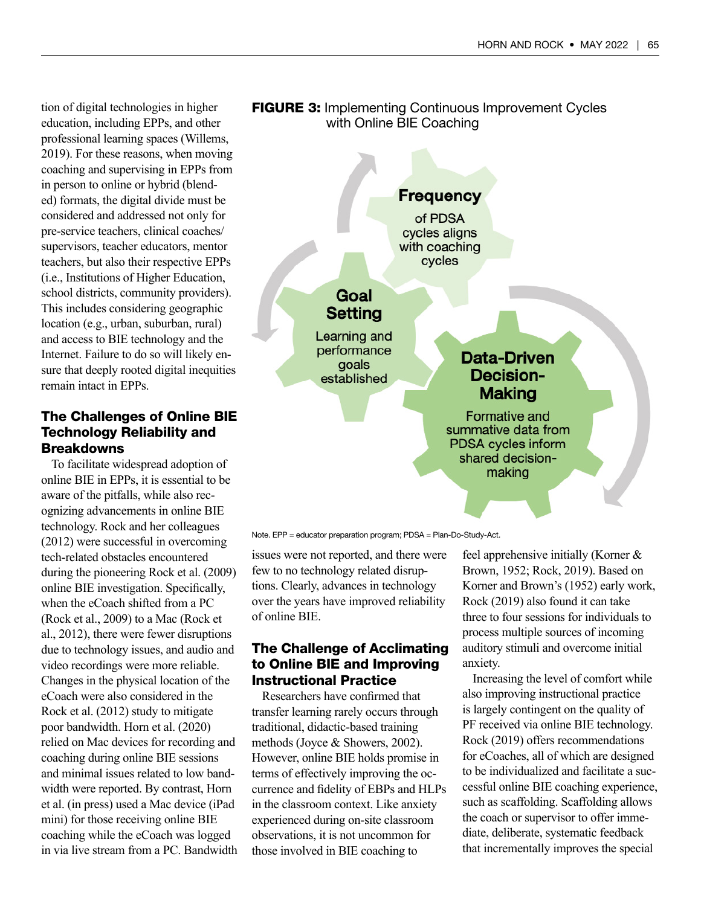tion of digital technologies in higher education, including EPPs, and other professional learning spaces (Willems, 2019). For these reasons, when moving coaching and supervising in EPPs from in person to online or hybrid (blended) formats, the digital divide must be considered and addressed not only for pre-service teachers, clinical coaches/supervisors, teacher educators, mentor teachers, but also their respective EPPs (i.e., Institutions of Higher Education, school districts, community providers). This includes considering geographic location (e.g., urban, suburban, rural) and access to BIE technology and the Internet. Failure to do so will likely ensure that deeply rooted digital inequities remain intact in EPPs.

### The Challenges of Online BIE Technology Reliability and Breakdowns

To facilitate widespread adoption of online BIE in EPPs, it is essential to be aware of the pitfalls, while also recognizing advancements in online BIE technology. Rock and her colleagues (2012) were successful in overcoming tech-related obstacles encountered during the pioneering Rock et al. (2009) online BIE investigation. Specifically, when the eCoach shifted from a PC (Rock et al., 2009) to a Mac (Rock et al., 2012), there were fewer disruptions due to technology issues, and audio and video recordings were more reliable. Changes in the physical location of the eCoach were also considered in the Rock et al. (2012) study to mitigate poor bandwidth. Horn et al. (2020) relied on Mac devices for recording and coaching during online BIE sessions and minimal issues related to low bandwidth were reported. By contrast, Horn et al. (in press) used a Mac device (iPad mini) for those receiving online BIE coaching while the eCoach was logged in via live stream from a PC. Bandwidth issues were not reported, and there were few to no technology related disruptions. Clearly, advances in technology over the years have improved reliability of online BIE.

**FIGURE 3:** Implementing Continuous Improvement Cycles with Online BIE Coaching

**Frequency** of PDSA cycles aligns with coaching cycles

**Goal Setting** Learning and performance goals established

**Data-Driven Decision-Making** Formative and summative data from PDSA cycles inform shared decision-making

Note. EPP = educator preparation program; PDSA = Plan-Do-Study-Act.

### The Challenge of Acclimating to Online BIE and Improving Instructional Practice

Researchers have confirmed that transfer learning rarely occurs through traditional, didactic-based training methods (Joyce & Showers, 2002). However, online BIE holds promise in terms of effectively improving the occurrence and fidelity of EBPs and HLPs in the classroom context. Like anxiety experienced during on-site classroom observations, it is not uncommon for those involved in BIE coaching to feel apprehensive initially (Korner & Brown, 1952; Rock, 2019). Based on Korner and Brown's (1952) early work, Rock (2019) also found it can take three to four sessions for individuals to process multiple sources of incoming auditory stimuli and overcome initial anxiety.

Increasing the level of comfort while also improving instructional practice is largely contingent on the quality of PF received via online BIE technology. Rock (2019) offers recommendations for eCoaches, all of which are designed to be individualized and facilitate a successful online BIE coaching experience, such as scaffolding. Scaffolding allows the coach or supervisor to offer immediate, deliberate, systematic feedback that incrementally improves the special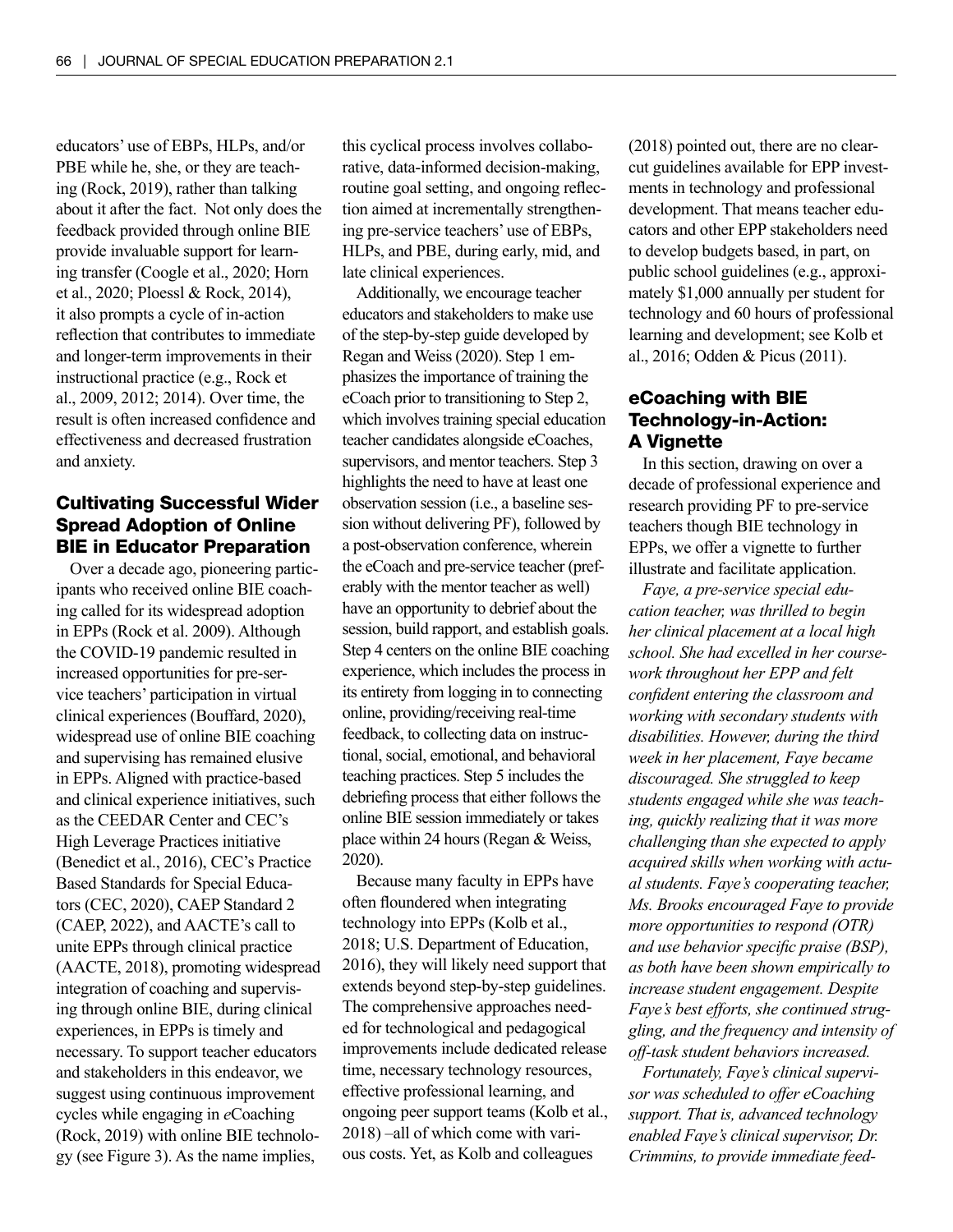educators' use of EBPs, HLPs, and/or PBE while he, she, or they are teaching (Rock, 2019), rather than talking about it after the fact. Not only does the feedback provided through online BIE provide invaluable support for learning transfer (Coogle et al., 2020; Horn et al., 2020; Ploessl & Rock, 2014), it also prompts a cycle of in-action reflection that contributes to immediate and longer-term improvements in their instructional practice (e.g., Rock et al., 2009, 2012; 2014). Over time, the result is often increased confidence and effectiveness and decreased frustration and anxiety.

## Cultivating Successful Wider Spread Adoption of Online BIE in Educator Preparation

Over a decade ago, pioneering participants who received online BIE coaching called for its widespread adoption in EPPs (Rock et al. 2009). Although the COVID-19 pandemic resulted in increased opportunities for pre-service teachers' participation in virtual clinical experiences (Bouffard, 2020), widespread use of online BIE coaching and supervising has remained elusive in EPPs. Aligned with practice-based and clinical experience initiatives, such as the CEEDAR Center and CEC's High Leverage Practices initiative (Benedict et al., 2016), CEC's Practice Based Standards for Special Educators (CEC, 2020), CAEP Standard 2 (CAEP, 2022), and AACTE's call to unite EPPs through clinical practice (AACTE, 2018), promoting widespread integration of coaching and supervising through online BIE, during clinical experiences, in EPPs is timely and necessary. To support teacher educators and stakeholders in this endeavor, we suggest using continuous improvement cycles while engaging in *e*Coaching (Rock, 2019) with online BIE technology (see Figure 3). As the name implies, this cyclical process involves collaborative, data-informed decision-making, routine goal setting, and ongoing reflection aimed at incrementally strengthening pre-service teachers' use of EBPs, HLPs, and PBE, during early, mid, and late clinical experiences.

Additionally, we encourage teacher educators and stakeholders to make use of the step-by-step guide developed by Regan and Weiss (2020). Step 1 emphasizes the importance of training the eCoach prior to transitioning to Step 2, which involves training special education teacher candidates alongside eCoaches, supervisors, and mentor teachers. Step 3 highlights the need to have at least one observation session (i.e., a baseline session without delivering PF), followed by a post-observation conference, wherein the eCoach and pre-service teacher (preferably with the mentor teacher as well) have an opportunity to debrief about the session, build rapport, and establish goals. Step 4 centers on the online BIE coaching experience, which includes the process in its entirety from logging in to connecting online, providing/receiving real-time feedback, to collecting data on instructional, social, emotional, and behavioral teaching practices. Step 5 includes the debriefing process that either follows the online BIE session immediately or takes place within 24 hours (Regan & Weiss, 2020).

Because many faculty in EPPs have often floundered when integrating technology into EPPs (Kolb et al., 2018; U.S. Department of Education, 2016), they will likely need support that extends beyond step-by-step guidelines. The comprehensive approaches needed for technological and pedagogical improvements include dedicated release time, necessary technology resources, effective professional learning, and ongoing peer support teams (Kolb et al., 2018) –all of which come with various costs. Yet, as Kolb and colleagues (2018) pointed out, there are no clear-cut guidelines available for EPP investments in technology and professional development. That means teacher educators and other EPP stakeholders need to develop budgets based, in part, on public school guidelines (e.g., approximately $1,000 annually per student for technology and 60 hours of professional learning and development; see Kolb et al., 2016; Odden & Picus (2011).

## eCoaching with BIE Technology-in-Action: A Vignette

In this section, drawing on over a decade of professional experience and research providing PF to pre-service teachers though BIE technology in EPPs, we offer a vignette to further illustrate and facilitate application.

*Faye, a pre-service special education teacher, was thrilled to begin her clinical placement at a local high school. She had excelled in her coursework throughout her EPP and felt confident entering the classroom and working with secondary students with disabilities. However, during the third week in her placement, Faye became discouraged. She struggled to keep students engaged while she was teaching, quickly realizing that it was more challenging than she expected to apply acquired skills when working with actual students. Faye's cooperating teacher, Ms. Brooks encouraged Faye to provide more opportunities to respond (OTR) and use behavior specific praise (BSP), as both have been shown empirically to increase student engagement. Despite Faye's best efforts, she continued struggling, and the frequency and intensity of off-task student behaviors increased.*

*Fortunately, Faye's clinical supervisor was scheduled to offer eCoaching support. That is, advanced technology enabled Faye's clinical supervisor, Dr. Crimmins, to provide immediate feed-*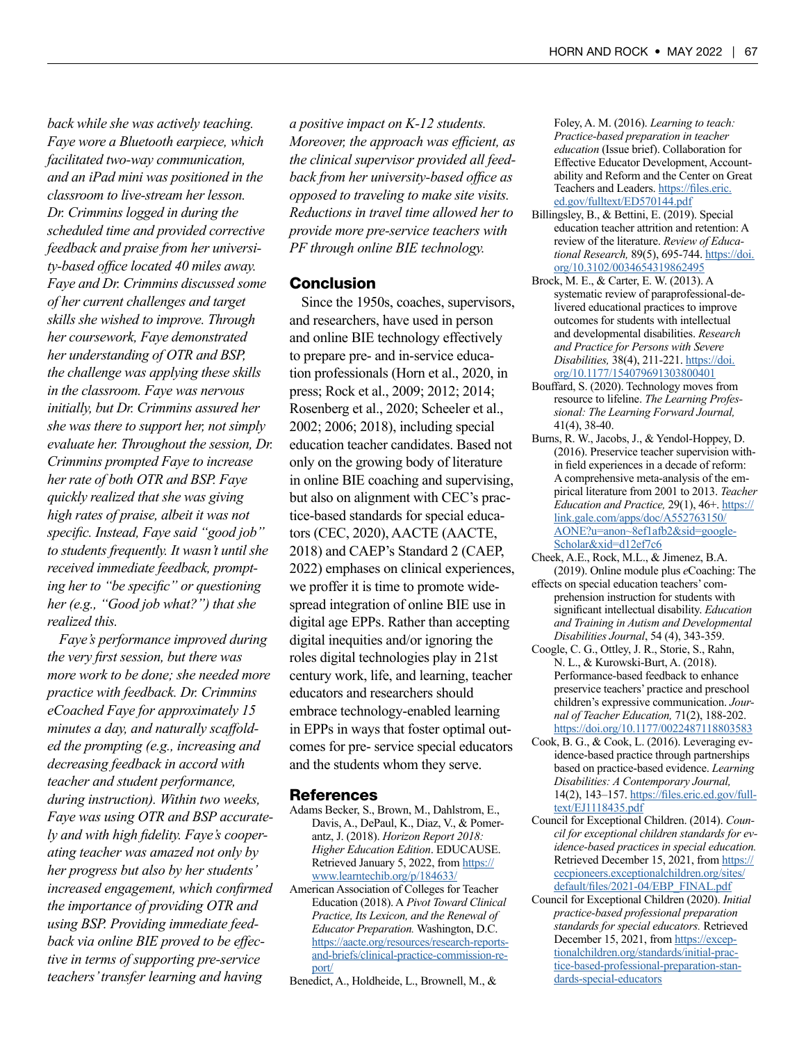*back while she was actively teaching. Faye wore a Bluetooth earpiece, which facilitated two-way communication, and an iPad mini was positioned in the classroom to live-stream her lesson. Dr. Crimmins logged in during the scheduled time and provided corrective feedback and praise from her university-based office located 40 miles away. Faye and Dr. Crimmins discussed some of her current challenges and target skills she wished to improve. Through her coursework, Faye demonstrated her understanding of OTR and BSP, the challenge was applying these skills in the classroom. Faye was nervous initially, but Dr. Crimmins assured her she was there to support her, not simply evaluate her. Throughout the session, Dr. Crimmins prompted Faye to increase her rate of both OTR and BSP. Faye quickly realized that she was giving high rates of praise, albeit it was not specific. Instead, Faye said "good job" to students frequently. It wasn't until she received immediate feedback, prompting her to "be specific" or questioning her (e.g., "Good job what?") that she realized this.*

*Faye's performance improved during the very first session, but there was more work to be done; she needed more practice with feedback. Dr. Crimmins eCoached Faye for approximately 15 minutes a day, and naturally scaffolded the prompting (e.g., increasing and decreasing feedback in accord with teacher and student performance, during instruction). Within two weeks, Faye was using OTR and BSP accurately and with high fidelity. Faye's cooperating teacher was amazed not only by her progress but also by her students' increased engagement, which confirmed the importance of providing OTR and using BSP. Providing immediate feedback via online BIE proved to be effective in terms of supporting pre-service teachers' transfer learning and having a positive impact on K-12 students. Moreover, the approach was efficient, as the clinical supervisor provided all feedback from her university-based office as opposed to traveling to make site visits. Reductions in travel time allowed her to provide more pre-service teachers with PF through online BIE technology.*

## Conclusion

Since the 1950s, coaches, supervisors, and researchers, have used in person and online BIE technology effectively to prepare pre- and in-service education professionals (Horn et al., 2020, in press; Rock et al., 2009; 2012; 2014; Rosenberg et al., 2020; Scheeler et al., 2002; 2006; 2018), including special education teacher candidates. Based not only on the growing body of literature in online BIE coaching and supervising, but also on alignment with CEC's practice-based standards for special educators (CEC, 2020), AACTE (AACTE, 2018) and CAEP's Standard 2 (CAEP, 2022) emphases on clinical experiences, we proffer it is time to promote widespread integration of online BIE use in digital age EPPs. Rather than accepting digital inequities and/or ignoring the roles digital technologies play in 21st century work, life, and learning, teacher educators and researchers should embrace technology-enabled learning in EPPs in ways that foster optimal outcomes for pre- service special educators and the students whom they serve.

## References

Adams Becker, S., Brown, M., Dahlstrom, E., Davis, A., DePaul, K., Diaz, V., & Pomerantz, J. (2018). *Horizon Report 2018: Higher Education Edition*. EDUCAUSE. Retrieved January 5, 2022, from https://www.learntechib.org/p/184633/

American Association of Colleges for Teacher Education (2018). A *Pivot Toward Clinical Practice, Its Lexicon, and the Renewal of Educator Preparation.* Washington, D.C. https://aacte.org/resources/research-reports-and-briefs/clinical-practice-commission-report/

Benedict, A., Holdheide, L., Brownell, M., & Foley, A. M. (2016). *Learning to teach: Practice-based preparation in teacher education* (Issue brief). Collaboration for Effective Educator Development, Accountability and Reform and the Center on Great Teachers and Leaders. https://files.eric.ed.gov/fulltext/ED570144.pdf

Billingsley, B., & Bettini, E. (2019). Special education teacher attrition and retention: A review of the literature. *Review of Educational Research,* 89(5), 695-744. https://doi.org/10.3102/0034654319862495

Brock, M. E., & Carter, E. W. (2013). A systematic review of paraprofessional-delivered educational practices to improve outcomes for students with intellectual and developmental disabilities. *Research and Practice for Persons with Severe Disabilities,* 38(4), 211-221. https://doi.org/10.1177/154079691303800401

Bouffard, S. (2020). Technology moves from resource to lifeline. *The Learning Professional: The Learning Forward Journal,* 41(4), 38-40.

Burns, R. W., Jacobs, J., & Yendol-Hoppey, D. (2016). Preservice teacher supervision within field experiences in a decade of reform: A comprehensive meta-analysis of the empirical literature from 2001 to 2013. *Teacher Education and Practice,* 29(1), 46+. https://link.gale.com/apps/doc/A552763150/AONE?u=anon~8ef1afb2&sid=googleScholar&xid=d12ef7c6

Cheek, A.E., Rock, M.L., & Jimenez, B.A. (2019). Online module plus *e*Coaching: The effects on special education teachers' comprehension instruction for students with significant intellectual disability. *Education and Training in Autism and Developmental Disabilities Journal*, 54 (4), 343-359.

Coogle, C. G., Ottley, J. R., Storie, S., Rahn, N. L., & Kurowski-Burt, A. (2018). Performance-based feedback to enhance preservice teachers' practice and preschool children's expressive communication. *Journal of Teacher Education,* 71(2), 188-202. https://doi.org/10.1177/0022487118803583

Cook, B. G., & Cook, L. (2016). Leveraging evidence-based practice through partnerships based on practice-based evidence. *Learning Disabilities: A Contemporary Journal,* 14(2), 143–157. https://files.eric.ed.gov/fulltext/EJ1118435.pdf

Council for Exceptional Children. (2014). *Council for exceptional children standards for evidence-based practices in special education.* Retrieved December 15, 2021, from https://cecpioneers.exceptionalchildren.org/sites/default/files/2021-04/EBP_FINAL.pdf

Council for Exceptional Children (2020). *Initial practice-based professional preparation standards for special educators.* Retrieved December 15, 2021, from https://exceptionalchildren.org/standards/initial-practice-based-professional-preparation-standards-special-educators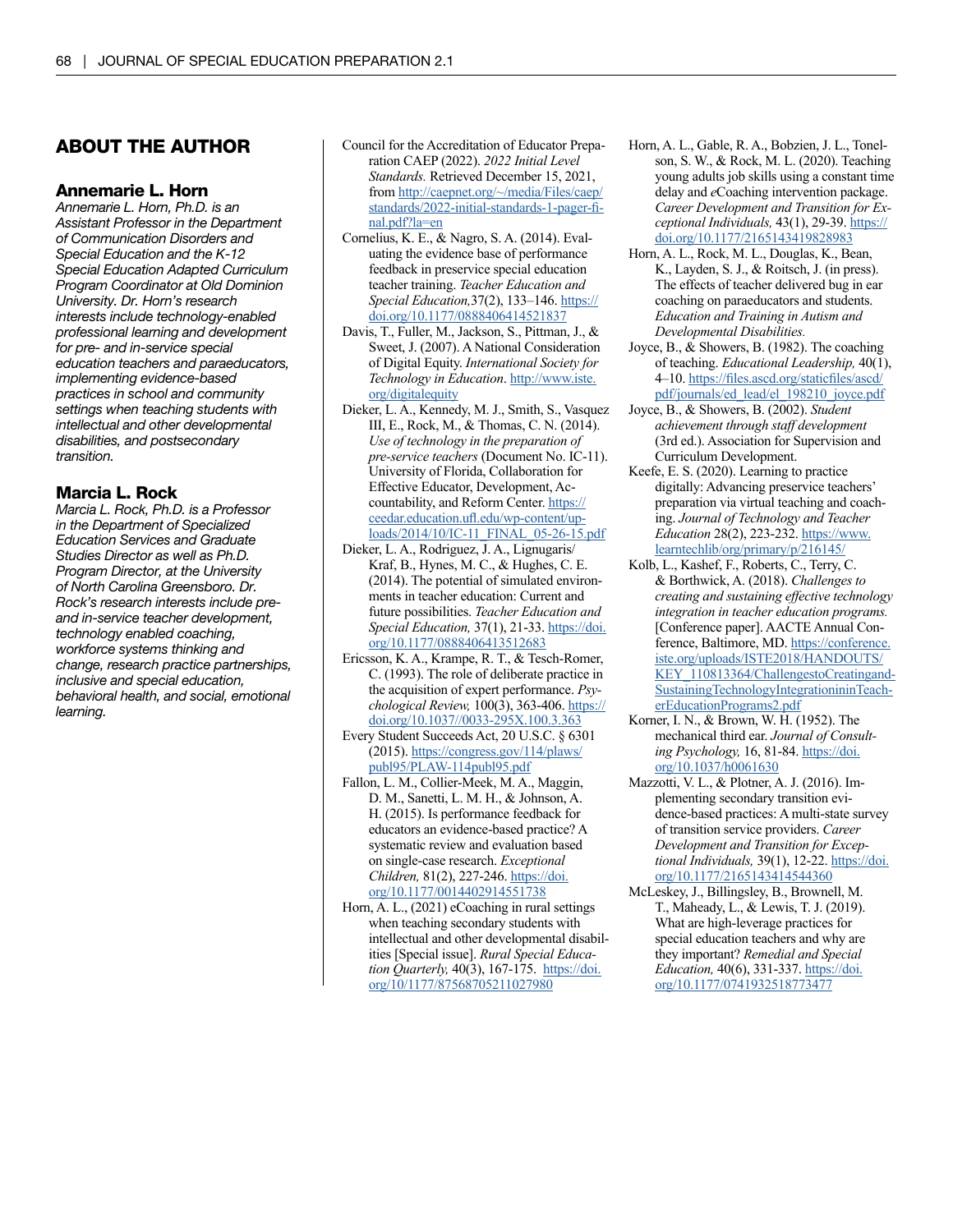## ABOUT THE AUTHOR

### Annemarie L. Horn

*Annemarie L. Horn, Ph.D. is an Assistant Professor in the Department of Communication Disorders and Special Education and the K-12 Special Education Adapted Curriculum Program Coordinator at Old Dominion University. Dr. Horn's research interests include technology-enabled professional learning and development for pre- and in-service special education teachers and paraeducators, implementing evidence-based practices in school and community settings when teaching students with intellectual and other developmental disabilities, and postsecondary transition.*

### Marcia L. Rock

*Marcia L. Rock, Ph.D. is a Professor in the Department of Specialized Education Services and Graduate Studies Director as well as Ph.D. Program Director, at the University of North Carolina Greensboro. Dr. Rock's research interests include pre- and in-service teacher development, technology enabled coaching, workforce systems thinking and change, research practice partnerships, inclusive and special education, behavioral health, and social, emotional learning.*

Council for the Accreditation of Educator Preparation CAEP (2022). *2022 Initial Level Standards.* Retrieved December 15, 2021, from http://caepnet.org/~/media/Files/caep/standards/2022-initial-standards-1-pager-final.pdf?la=en

Cornelius, K. E., & Nagro, S. A. (2014). Evaluating the evidence base of performance feedback in preservice special education teacher training. *Teacher Education and Special Education,*37(2), 133–146. https://doi.org/10.1177/0888406414521837

Davis, T., Fuller, M., Jackson, S., Pittman, J., & Sweet, J. (2007). A National Consideration of Digital Equity. *International Society for Technology in Education*. http://www.iste.org/digitalequity

Dieker, L. A., Kennedy, M. J., Smith, S., Vasquez III, E., Rock, M., & Thomas, C. N. (2014). *Use of technology in the preparation of pre-service teachers* (Document No. IC-11). University of Florida, Collaboration for Effective Educator, Development, Accountability, and Reform Center. https://ceedar.education.ufl.edu/wp-content/uploads/2014/10/IC-11_FINAL_05-26-15.pdf

Dieker, L. A., Rodriguez, J. A., Lignugaris/Kraf, B., Hynes, M. C., & Hughes, C. E. (2014). The potential of simulated environments in teacher education: Current and future possibilities. *Teacher Education and Special Education,* 37(1), 21-33. https://doi.org/10.1177/0888406413512683

Ericsson, K. A., Krampe, R. T., & Tesch-Romer, C. (1993). The role of deliberate practice in the acquisition of expert performance. *Psychological Review,* 100(3), 363-406. https://doi.org/10.1037//0033-295X.100.3.363

Every Student Succeeds Act, 20 U.S.C. § 6301 (2015). https://congress.gov/114/plaws/publ95/PLAW-114publ95.pdf

Fallon, L. M., Collier-Meek, M. A., Maggin, D. M., Sanetti, L. M. H., & Johnson, A. H. (2015). Is performance feedback for educators an evidence-based practice? A systematic review and evaluation based on single-case research. *Exceptional Children,* 81(2), 227-246. https://doi.org/10.1177/0014402914551738

Horn, A. L., (2021) eCoaching in rural settings when teaching secondary students with intellectual and other developmental disabilities [Special issue]. *Rural Special Education Quarterly,* 40(3), 167-175. https://doi.org/10/1177/87568705211027980

Horn, A. L., Gable, R. A., Bobzien, J. L., Tonelson, S. W., & Rock, M. L. (2020). Teaching young adults job skills using a constant time delay and *e*Coaching intervention package. *Career Development and Transition for Exceptional Individuals,* 43(1), 29-39. https://doi.org/10.1177/2165143419828983

Horn, A. L., Rock, M. L., Douglas, K., Bean, K., Layden, S. J., & Roitsch, J. (in press). The effects of teacher delivered bug in ear coaching on paraeducators and students. *Education and Training in Autism and Developmental Disabilities.*

Joyce, B., & Showers, B. (1982). The coaching of teaching. *Educational Leadership,* 40(1), 4–10. https://files.ascd.org/staticfiles/ascd/pdf/journals/ed_lead/el_198210_joyce.pdf

Joyce, B., & Showers, B. (2002). *Student achievement through staff development* (3rd ed.). Association for Supervision and Curriculum Development.

Keefe, E. S. (2020). Learning to practice digitally: Advancing preservice teachers' preparation via virtual teaching and coaching. *Journal of Technology and Teacher Education* 28(2), 223-232. https://www.learntechlib/org/primary/p/216145/

Kolb, L., Kashef, F., Roberts, C., Terry, C. & Borthwick, A. (2018). *Challenges to creating and sustaining effective technology integration in teacher education programs.* [Conference paper]. AACTE Annual Conference, Baltimore, MD. https://conference.iste.org/uploads/ISTE2018/HANDOUTS/KEY_110813364/ChallengestoCreatingandSustainingTechnologyIntegrationininTeacherEducationPrograms2.pdf

Korner, I. N., & Brown, W. H. (1952). The mechanical third ear. *Journal of Consulting Psychology,* 16, 81-84. https://doi.org/10.1037/h0061630

Mazzotti, V. L., & Plotner, A. J. (2016). Implementing secondary transition evidence-based practices: A multi-state survey of transition service providers. *Career Development and Transition for Exceptional Individuals,* 39(1), 12-22. https://doi.org/10.1177/2165143414544360

McLeskey, J., Billingsley, B., Brownell, M. T., Maheady, L., & Lewis, T. J. (2019). What are high-leverage practices for special education teachers and why are they important? *Remedial and Special Education,* 40(6), 331-337. https://doi.org/10.1177/0741932518773477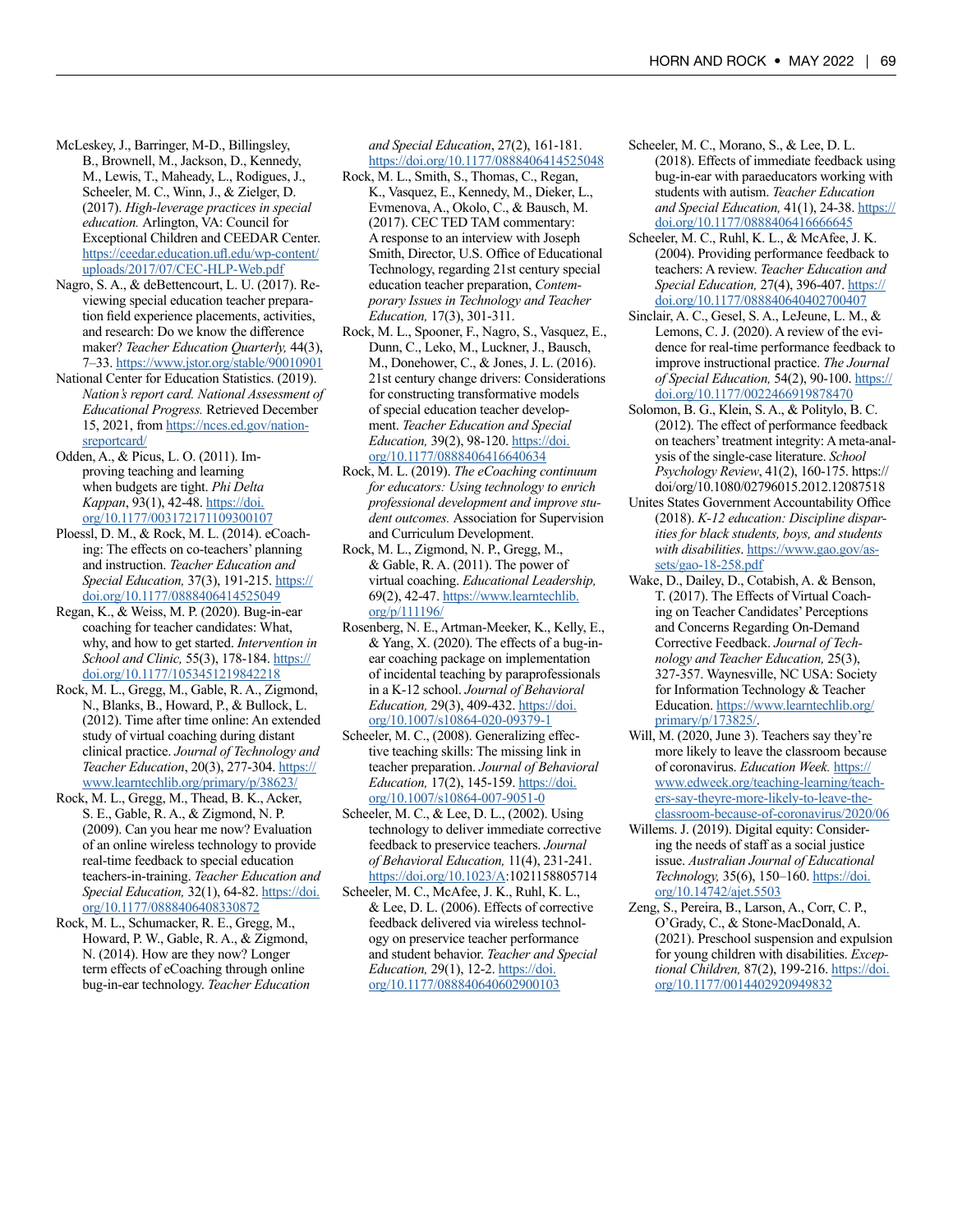McLeskey, J., Barringer, M-D., Billingsley, B., Brownell, M., Jackson, D., Kennedy, M., Lewis, T., Maheady, L., Rodigues, J., Scheeler, M. C., Winn, J., & Zielger, D. (2017). *High-leverage practices in special education.* Arlington, VA: Council for Exceptional Children and CEEDAR Center. https://ceedar.education.ufl.edu/wp-content/uploads/2017/07/CEC-HLP-Web.pdf

Nagro, S. A., & deBettencourt, L. U. (2017). Reviewing special education teacher preparation field experience placements, activities, and research: Do we know the difference maker? *Teacher Education Quarterly,* 44(3), 7–33. https://www.jstor.org/stable/90010901

National Center for Education Statistics. (2019). *Nation's report card. National Assessment of Educational Progress.* Retrieved December 15, 2021, from https://nces.ed.gov/nationsreportcard/

Odden, A., & Picus, L. O. (2011). Improving teaching and learning when budgets are tight. *Phi Delta Kappan*, 93(1), 42-48. https://doi.org/10.1177/003172171109300107

Ploessl, D. M., & Rock, M. L. (2014). eCoaching: The effects on co-teachers' planning and instruction. *Teacher Education and Special Education,* 37(3), 191-215. https://doi.org/10.1177/0888406414525049

Regan, K., & Weiss, M. P. (2020). Bug-in-ear coaching for teacher candidates: What, why, and how to get started. *Intervention in School and Clinic,* 55(3), 178-184. https://doi.org/10.1177/1053451219842218

Rock, M. L., Gregg, M., Gable, R. A., Zigmond, N., Blanks, B., Howard, P., & Bullock, L. (2012). Time after time online: An extended study of virtual coaching during distant clinical practice. *Journal of Technology and Teacher Education*, 20(3), 277-304. https://www.learntechlib.org/primary/p/38623/

Rock, M. L., Gregg, M., Thead, B. K., Acker, S. E., Gable, R. A., & Zigmond, N. P. (2009). Can you hear me now? Evaluation of an online wireless technology to provide real-time feedback to special education teachers-in-training. *Teacher Education and Special Education,* 32(1), 64-82. https://doi.org/10.1177/0888406408330872

Rock, M. L., Schumacker, R. E., Gregg, M., Howard, P. W., Gable, R. A., & Zigmond, N. (2014). How are they now? Longer term effects of eCoaching through online bug-in-ear technology. *Teacher Education and Special Education*, 27(2), 161-181. https://doi.org/10.1177/0888406414525048

Rock, M. L., Smith, S., Thomas, C., Regan, K., Vasquez, E., Kennedy, M., Dieker, L., Evmenova, A., Okolo, C., & Bausch, M. (2017). CEC TED TAM commentary: A response to an interview with Joseph Smith, Director, U.S. Office of Educational Technology, regarding 21st century special education teacher preparation, *Contemporary Issues in Technology and Teacher Education,* 17(3), 301-311.

Rock, M. L., Spooner, F., Nagro, S., Vasquez, E., Dunn, C., Leko, M., Luckner, J., Bausch, M., Donehower, C., & Jones, J. L. (2016). 21st century change drivers: Considerations for constructing transformative models of special education teacher development. *Teacher Education and Special Education,* 39(2), 98-120. https://doi.org/10.1177/0888406416640634

Rock, M. L. (2019). *The eCoaching continuum for educators: Using technology to enrich professional development and improve student outcomes.* Association for Supervision and Curriculum Development.

Rock, M. L., Zigmond, N. P., Gregg, M., & Gable, R. A. (2011). The power of virtual coaching. *Educational Leadership,* 69(2), 42-47. https://www.learntechlib.org/p/111196/

Rosenberg, N. E., Artman-Meeker, K., Kelly, E., & Yang, X. (2020). The effects of a bug-in-ear coaching package on implementation of incidental teaching by paraprofessionals in a K-12 school. *Journal of Behavioral Education,* 29(3), 409-432. https://doi.org/10.1007/s10864-020-09379-1

Scheeler, M. C., (2008). Generalizing effective teaching skills: The missing link in teacher preparation. *Journal of Behavioral Education,* 17(2), 145-159. https://doi.org/10.1007/s10864-007-9051-0

Scheeler, M. C., & Lee, D. L., (2002). Using technology to deliver immediate corrective feedback to preservice teachers. *Journal of Behavioral Education,* 11(4), 231-241. https://doi.org/10.1023/A:1021158805714

Scheeler, M. C., McAfee, J. K., Ruhl, K. L., & Lee, D. L. (2006). Effects of corrective feedback delivered via wireless technology on preservice teacher performance and student behavior. *Teacher and Special Education,* 29(1), 12-2. https://doi.org/10.1177/088840640602900103

Scheeler, M. C., Morano, S., & Lee, D. L. (2018). Effects of immediate feedback using bug-in-ear with paraeducators working with students with autism. *Teacher Education and Special Education,* 41(1), 24-38. https://doi.org/10.1177/0888406416666645

Scheeler, M. C., Ruhl, K. L., & McAfee, J. K. (2004). Providing performance feedback to teachers: A review. *Teacher Education and Special Education,* 27(4), 396-407. https://doi.org/10.1177/088840640402700407

Sinclair, A. C., Gesel, S. A., LeJeune, L. M., & Lemons, C. J. (2020). A review of the evidence for real-time performance feedback to improve instructional practice. *The Journal of Special Education,* 54(2), 90-100. https://doi.org/10.1177/0022466919878470

Solomon, B. G., Klein, S. A., & Politylo, B. C. (2012). The effect of performance feedback on teachers' treatment integrity: A meta-analysis of the single-case literature. *School Psychology Review*, 41(2), 160-175. https://doi/org/10.1080/02796015.2012.12087518

Unites States Government Accountability Office (2018). *K-12 education: Discipline disparities for black students, boys, and students with disabilities*. https://www.gao.gov/assets/gao-18-258.pdf

Wake, D., Dailey, D., Cotabish, A. & Benson, T. (2017). The Effects of Virtual Coaching on Teacher Candidates' Perceptions and Concerns Regarding On-Demand Corrective Feedback. *Journal of Technology and Teacher Education,* 25(3), 327-357. Waynesville, NC USA: Society for Information Technology & Teacher Education. https://www.learntechlib.org/primary/p/173825/.

Will, M. (2020, June 3). Teachers say they're more likely to leave the classroom because of coronavirus. *Education Week.* https://www.edweek.org/teaching-learning/teachers-say-theyre-more-likely-to-leave-the-classroom-because-of-coronavirus/2020/06

Willems. J. (2019). Digital equity: Considering the needs of staff as a social justice issue. *Australian Journal of Educational Technology,* 35(6), 150–160. https://doi.org/10.14742/ajet.5503

Zeng, S., Pereira, B., Larson, A., Corr, C. P., O'Grady, C., & Stone-MacDonald, A. (2021). Preschool suspension and expulsion for young children with disabilities. *Exceptional Children,* 87(2), 199-216. https://doi.org/10.1177/0014402920949832